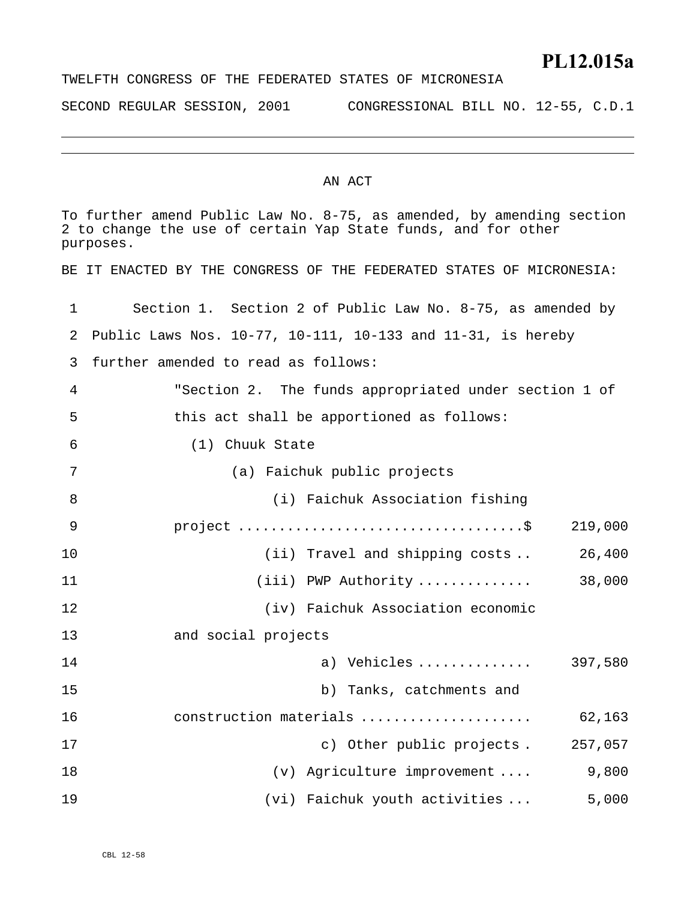**PL12.015a**

TWELFTH CONGRESS OF THE FEDERATED STATES OF MICRONESIA

SECOND REGULAR SESSION, 2001 CONGRESSIONAL BILL NO. 12-55, C.D.1

---

# AN ACT

To further amend Public Law No. 8-75, as amended, by amending section 2 to change the use of certain Yap State funds, and for other purposes.

BE IT ENACTED BY THE CONGRESS OF THE FEDERATED STATES OF MICRONESIA:

1 Section 1. Section 2 of Public Law No. 8-75, as amended by
2 Public Laws Nos. 10-77, 10-111, 10-133 and 11-31, is hereby
3 further amended to read as follows:
4 "Section 2. The funds appropriated under section 1 of
5 this act shall be apportioned as follows:
6 (1) Chuuk State
7 (a) Faichuk public projects
8 (i) Faichuk Association fishing
9 project ..................................$ 219,000
10 (ii) Travel and shipping costs .. 26,400
11 (iii) PWP Authority ............. 38,000
12 (iv) Faichuk Association economic
13 and social projects
14 a) Vehicles ............. 397,580
15 b) Tanks, catchments and
16 construction materials .................... 62,163
17 c) Other public projects . 257,057
18 (v) Agriculture improvement .... 9,800
19 (vi) Faichuk youth activities ... 5,000

CBL 12-58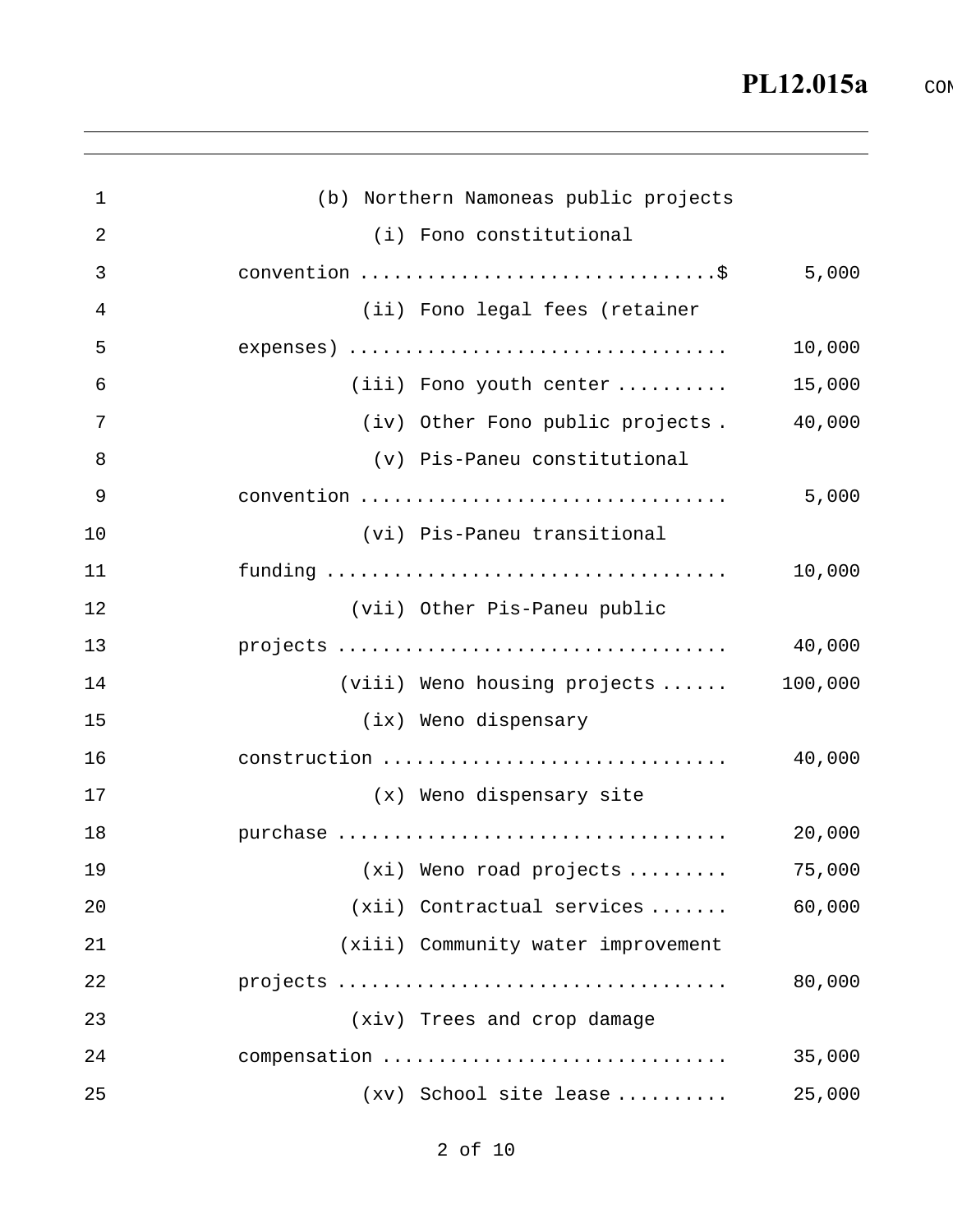(b) Northern Namoneas public projects

| Item | Amount |
|---|---|
| (i) Fono constitutional convention | $ 5,000 |
| (ii) Fono legal fees (retainer expenses) | 10,000 |
| (iii) Fono youth center | 15,000 |
| (iv) Other Fono public projects | 40,000 |
| (v) Pis-Paneu constitutional convention | 5,000 |
| (vi) Pis-Paneu transitional funding | 10,000 |
| (vii) Other Pis-Paneu public projects | 40,000 |
| (viii) Weno housing projects | 100,000 |
| (ix) Weno dispensary construction | 40,000 |
| (x) Weno dispensary site purchase | 20,000 |
| (xi) Weno road projects | 75,000 |
| (xii) Contractual services | 60,000 |
| (xiii) Community water improvement projects | 80,000 |
| (xiv) Trees and crop damage compensation | 35,000 |
| (xv) School site lease | 25,000 |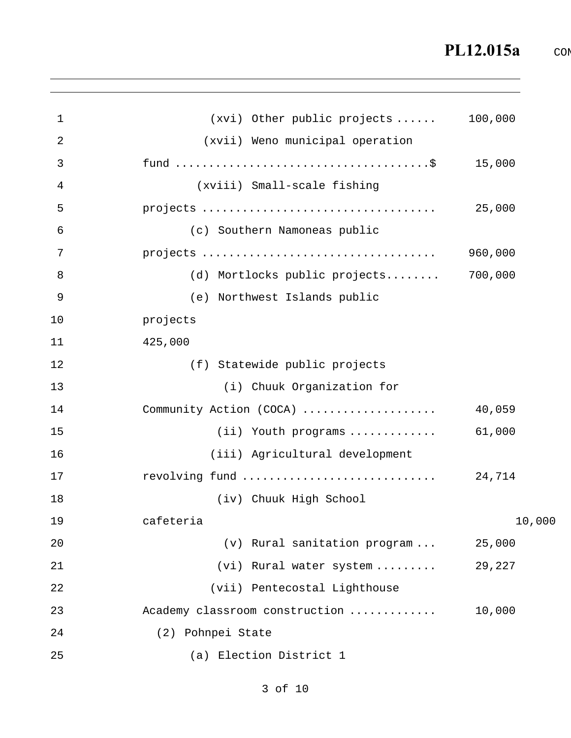(xvi) Other public projects ...... 100,000

(xvii) Weno municipal operation fund .....................................$ 15,000

(xviii) Small-scale fishing projects .................................. 25,000

(c) Southern Namoneas public projects .................................. 960,000

(d) Mortlocks public projects........ 700,000

(e) Northwest Islands public projects

425,000

(f) Statewide public projects

(i) Chuuk Organization for Community Action (COCA) .................... 40,059

(ii) Youth programs ............. 61,000

(iii) Agricultural development revolving fund ............................ 24,714

(iv) Chuuk High School cafeteria 10,000

(v) Rural sanitation program ... 25,000

(vi) Rural water system ......... 29,227

(vii) Pentecostal Lighthouse Academy classroom construction ............ 10,000

(2) Pohnpei State

(a) Election District 1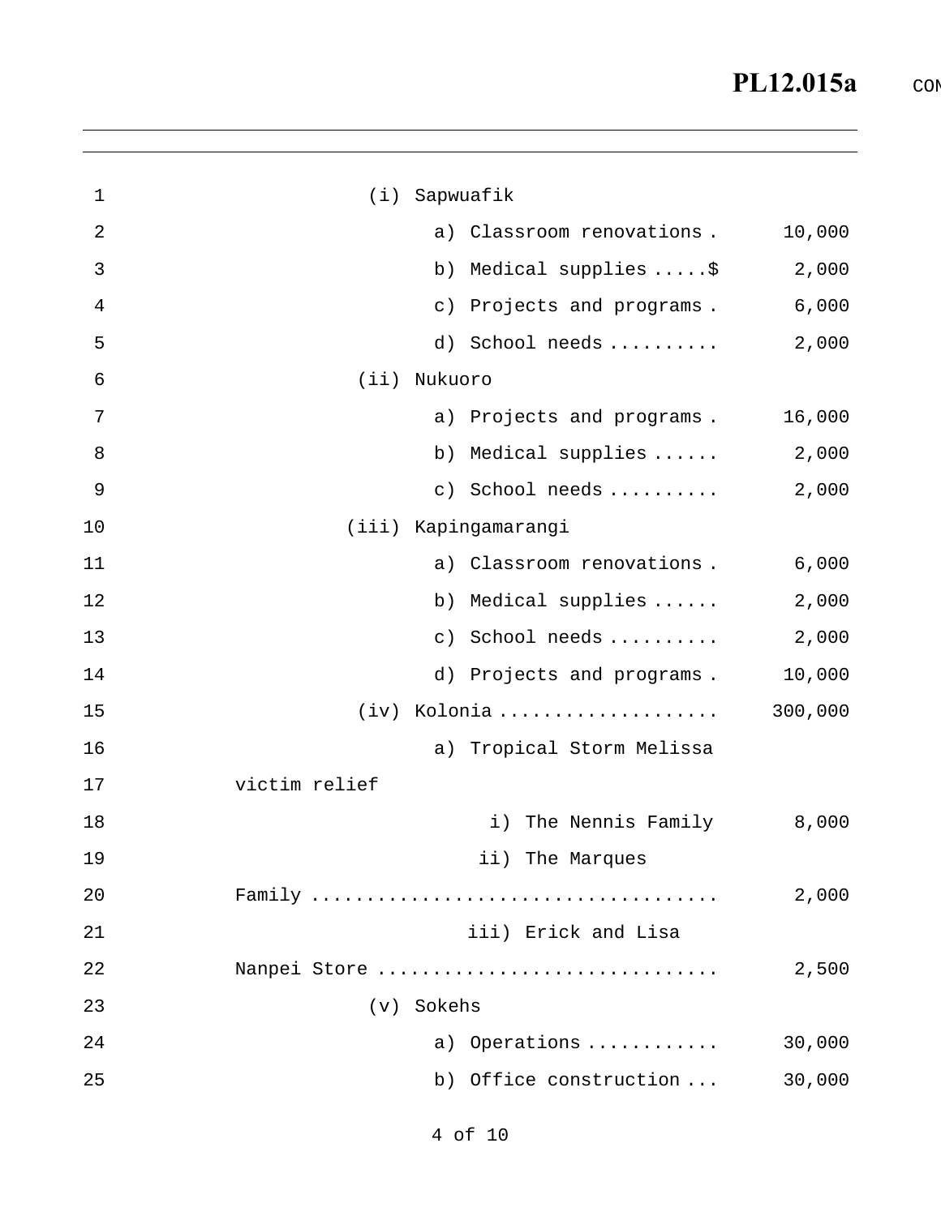(i) Sapwuafik

a) Classroom renovations . 10,000

b) Medical supplies .....$ 2,000

c) Projects and programs . 6,000

d) School needs .......... 2,000

(ii) Nukuoro

a) Projects and programs . 16,000

b) Medical supplies ...... 2,000

c) School needs .......... 2,000

(iii) Kapingamarangi

a) Classroom renovations . 6,000

b) Medical supplies ...... 2,000

c) School needs .......... 2,000

d) Projects and programs . 10,000

(iv) Kolonia .................... 300,000

a) Tropical Storm Melissa victim relief

i) The Nennis Family 8,000

ii) The Marques Family .................................... 2,000

iii) Erick and Lisa Nanpei Store .............................. 2,500

(v) Sokehs

a) Operations ............ 30,000

b) Office construction ... 30,000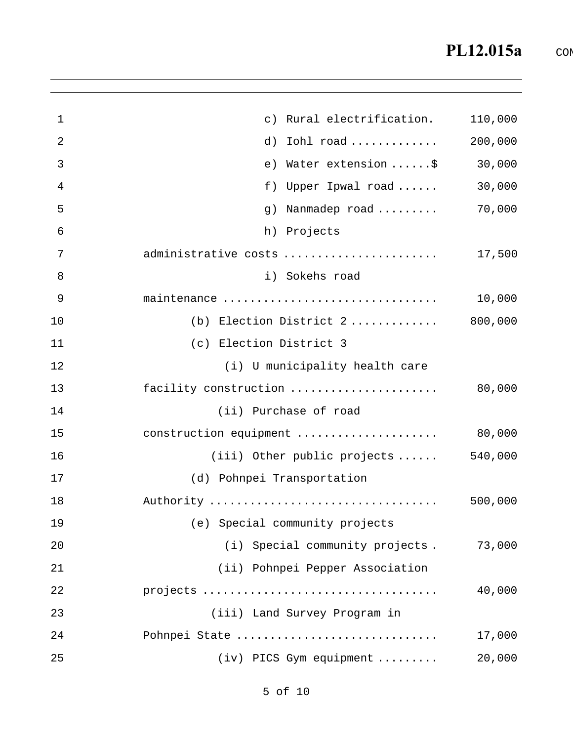c) Rural electrification. 110,000

d) Iohl road ............ 200,000

e) Water extension ......$ 30,000

f) Upper Ipwal road ...... 30,000

g) Nanmadep road ......... 70,000

h) Projects administrative costs ...................... 17,500

i) Sokehs road maintenance .............................. 10,000

(b) Election District 2 ............ 800,000

(c) Election District 3

(i) U municipality health care facility construction ..................... 80,000

(ii) Purchase of road construction equipment .................... 80,000

(iii) Other public projects ...... 540,000

(d) Pohnpei Transportation Authority ................................ 500,000

(e) Special community projects

(i) Special community projects . 73,000

(ii) Pohnpei Pepper Association projects ................................. 40,000

(iii) Land Survey Program in Pohnpei State ............................ 17,000

(iv) PICS Gym equipment ......... 20,000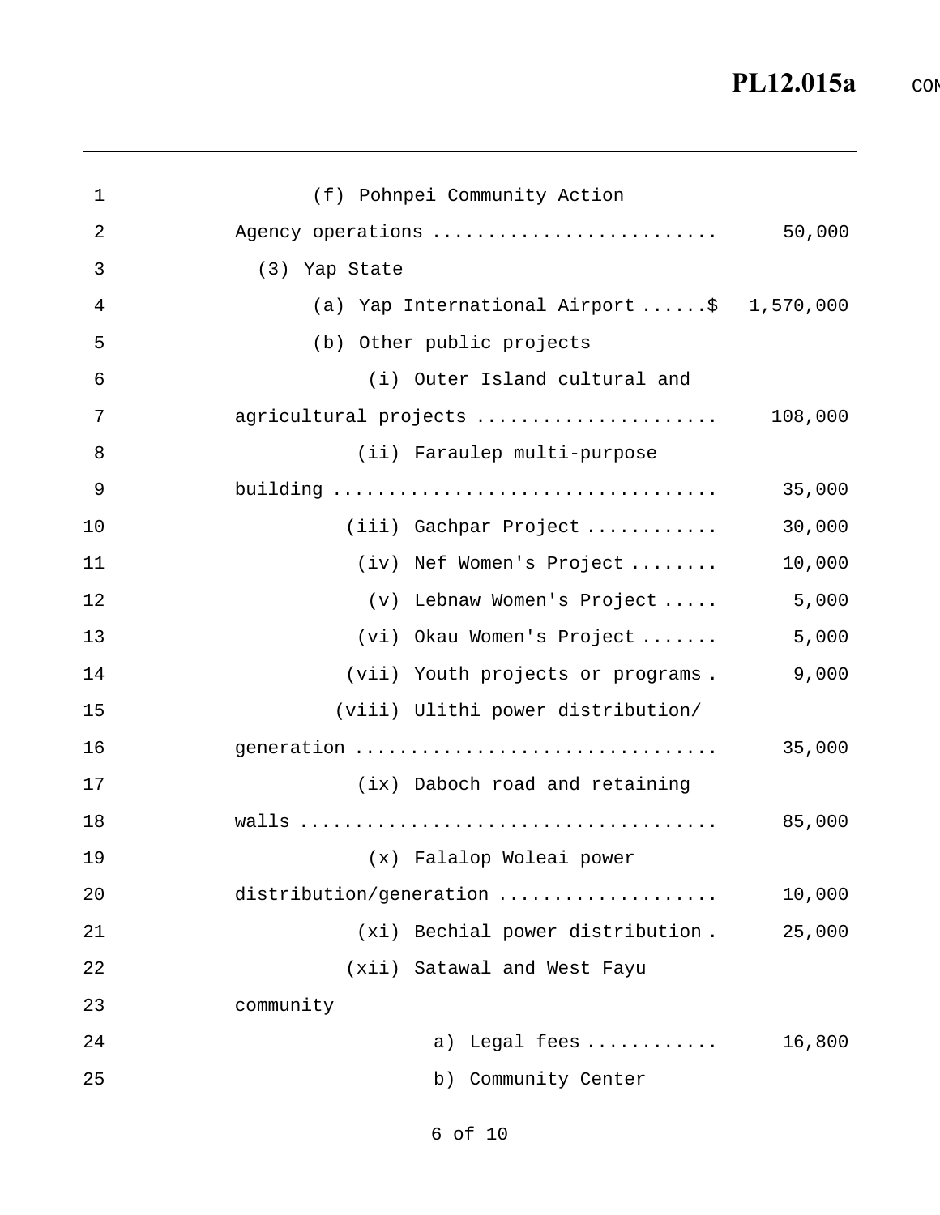(f) Pohnpei Community Action Agency operations .......................... 50,000

(3) Yap State

(a) Yap International Airport ......$ 1,570,000

(b) Other public projects

(i) Outer Island cultural and agricultural projects ...................... 108,000

(ii) Faraulep multi-purpose building .................................. 35,000

(iii) Gachpar Project ............ 30,000

(iv) Nef Women's Project ........ 10,000

(v) Lebnaw Women's Project ..... 5,000

(vi) Okau Women's Project ....... 5,000

(vii) Youth projects or programs . 9,000

(viii) Ulithi power distribution/generation ................................ 35,000

(ix) Daboch road and retaining walls ..................................... 85,000

(x) Falalop Woleai power distribution/generation .................... 10,000

(xi) Bechial power distribution . 25,000

(xii) Satawal and West Fayu community

a) Legal fees ............ 16,800

b) Community Center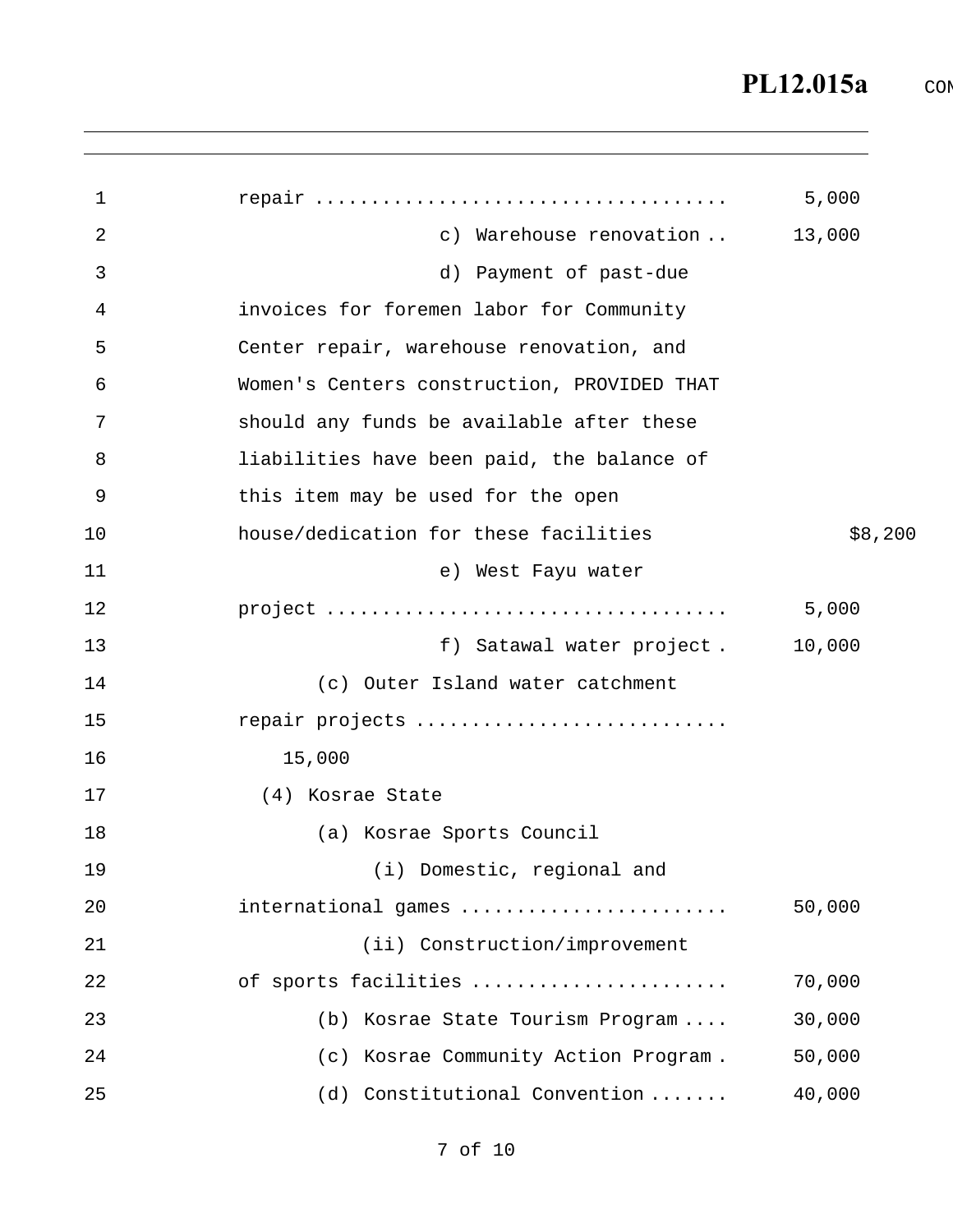repair ..................................... 5,000

c) Warehouse renovation .. 13,000

d) Payment of past-due invoices for foremen labor for Community Center repair, warehouse renovation, and Women's Centers construction, PROVIDED THAT should any funds be available after these liabilities have been paid, the balance of this item may be used for the open house/dedication for these facilities $8,200

e) West Fayu water project .................................... 5,000

f) Satawal water project . 10,000

(c) Outer Island water catchment repair projects ............................ 15,000

(4) Kosrae State

(a) Kosrae Sports Council

(i) Domestic, regional and international games ........................ 50,000

(ii) Construction/improvement of sports facilities ...................... 70,000

(b) Kosrae State Tourism Program .... 30,000

(c) Kosrae Community Action Program . 50,000

(d) Constitutional Convention ....... 40,000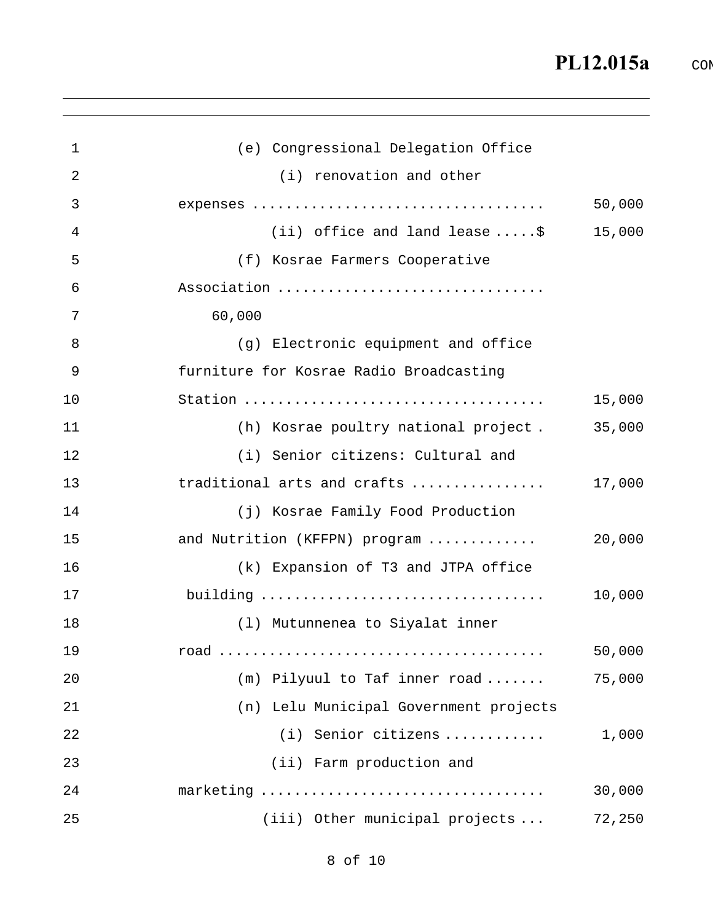(e) Congressional Delegation Office

(i) renovation and other expenses .................................. 50,000

(ii) office and land lease .....$ 15,000

(f) Kosrae Farmers Cooperative Association ............................... 60,000

(g) Electronic equipment and office furniture for Kosrae Radio Broadcasting Station ................................... 15,000

(h) Kosrae poultry national project . 35,000

(i) Senior citizens: Cultural and traditional arts and crafts ............... 17,000

(j) Kosrae Family Food Production and Nutrition (KFFPN) program ............ 20,000

(k) Expansion of T3 and JTPA office building ................................. 10,000

(l) Mutunnenea to Siyalat inner road ....................................... 50,000

(m) Pilyuul to Taf inner road ....... 75,000

(n) Lelu Municipal Government projects

(i) Senior citizens ........... 1,000

(ii) Farm production and marketing ................................. 30,000

(iii) Other municipal projects ... 72,250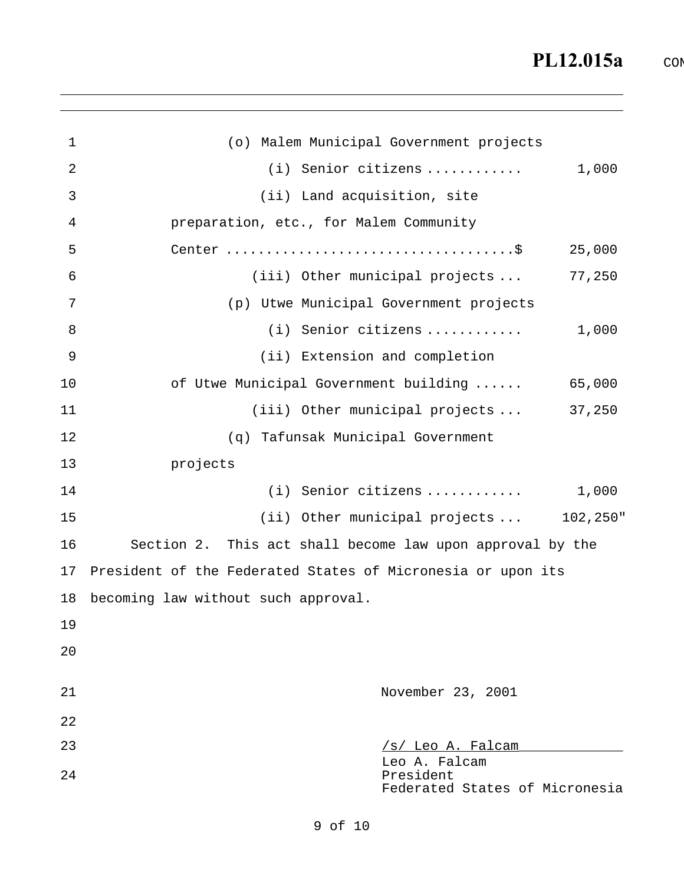(o) Malem Municipal Government projects

(i) Senior citizens ............ 1,000

(ii) Land acquisition, site preparation, etc., for Malem Community Center ...................................$ 25,000

(iii) Other municipal projects ... 77,250

(p) Utwe Municipal Government projects

(i) Senior citizens ............ 1,000

(ii) Extension and completion of Utwe Municipal Government building ...... 65,000

(iii) Other municipal projects ... 37,250

(q) Tafunsak Municipal Government projects

(i) Senior citizens ............ 1,000

(ii) Other municipal projects ... 102,250"

Section 2. This act shall become law upon approval by the President of the Federated States of Micronesia or upon its becoming law without such approval.

November 23, 2001

/s/ Leo A. Falcam
Leo A. Falcam
President
Federated States of Micronesia